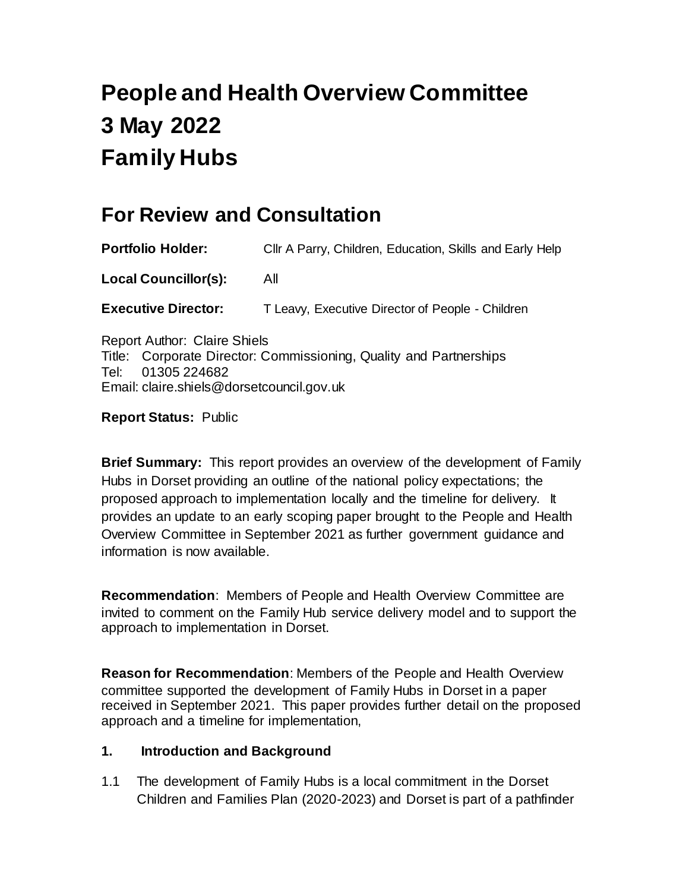# People and Health Overview Committee
# 3 May 2022
# Family Hubs

## For Review and Consultation

**Portfolio Holder:** Cllr A Parry, Children, Education, Skills and Early Help

**Local Councillor(s):** All

**Executive Director:** T Leavy, Executive Director of People - Children

Report Author: Claire Shiels
Title: Corporate Director: Commissioning, Quality and Partnerships
Tel: 01305 224682
Email: claire.shiels@dorsetcouncil.gov.uk

**Report Status:** Public

**Brief Summary:** This report provides an overview of the development of Family Hubs in Dorset providing an outline of the national policy expectations; the proposed approach to implementation locally and the timeline for delivery. It provides an update to an early scoping paper brought to the People and Health Overview Committee in September 2021 as further government guidance and information is now available.

**Recommendation**: Members of People and Health Overview Committee are invited to comment on the Family Hub service delivery model and to support the approach to implementation in Dorset.

**Reason for Recommendation**: Members of the People and Health Overview committee supported the development of Family Hubs in Dorset in a paper received in September 2021. This paper provides further detail on the proposed approach and a timeline for implementation,

**1. Introduction and Background**

1.1 The development of Family Hubs is a local commitment in the Dorset Children and Families Plan (2020-2023) and Dorset is part of a pathfinder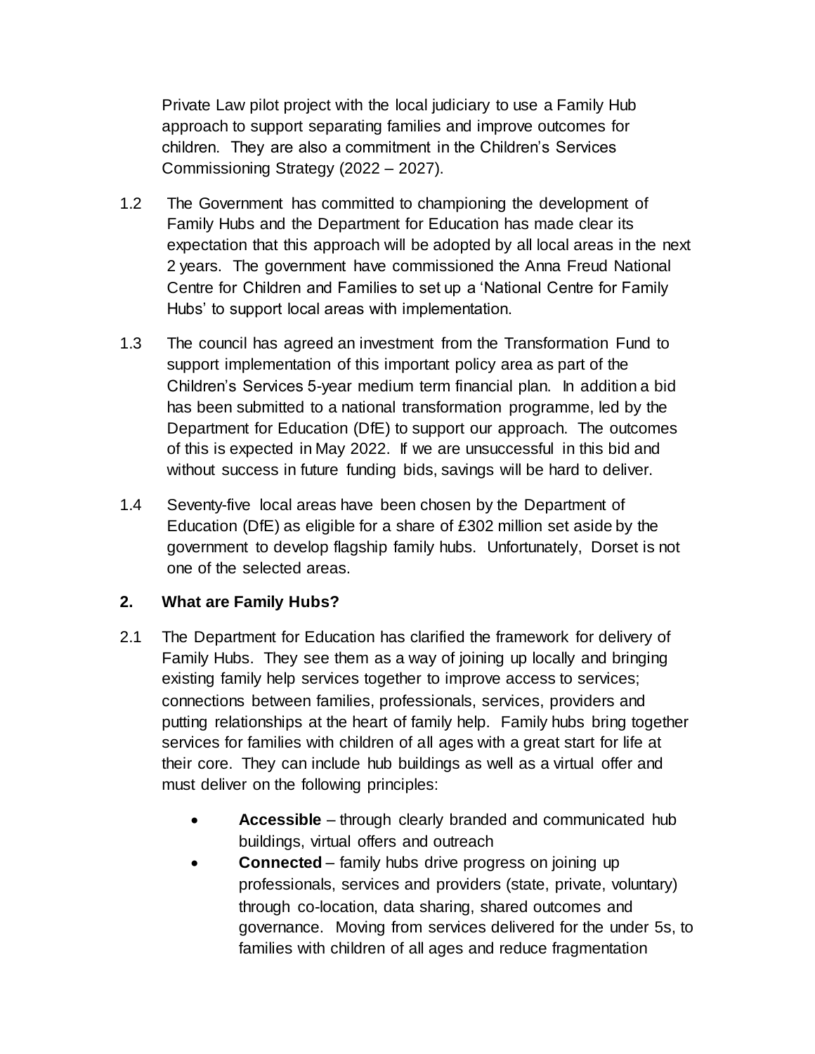Private Law pilot project with the local judiciary to use a Family Hub approach to support separating families and improve outcomes for children. They are also a commitment in the Children's Services Commissioning Strategy (2022 – 2027).

1.2 The Government has committed to championing the development of Family Hubs and the Department for Education has made clear its expectation that this approach will be adopted by all local areas in the next 2 years. The government have commissioned the Anna Freud National Centre for Children and Families to set up a 'National Centre for Family Hubs' to support local areas with implementation.

1.3 The council has agreed an investment from the Transformation Fund to support implementation of this important policy area as part of the Children's Services 5-year medium term financial plan. In addition a bid has been submitted to a national transformation programme, led by the Department for Education (DfE) to support our approach. The outcomes of this is expected in May 2022. If we are unsuccessful in this bid and without success in future funding bids, savings will be hard to deliver.

1.4 Seventy-five local areas have been chosen by the Department of Education (DfE) as eligible for a share of £302 million set aside by the government to develop flagship family hubs. Unfortunately, Dorset is not one of the selected areas.

## 2. What are Family Hubs?

2.1 The Department for Education has clarified the framework for delivery of Family Hubs. They see them as a way of joining up locally and bringing existing family help services together to improve access to services; connections between families, professionals, services, providers and putting relationships at the heart of family help. Family hubs bring together services for families with children of all ages with a great start for life at their core. They can include hub buildings as well as a virtual offer and must deliver on the following principles:

- **Accessible** – through clearly branded and communicated hub buildings, virtual offers and outreach
- **Connected** – family hubs drive progress on joining up professionals, services and providers (state, private, voluntary) through co-location, data sharing, shared outcomes and governance. Moving from services delivered for the under 5s, to families with children of all ages and reduce fragmentation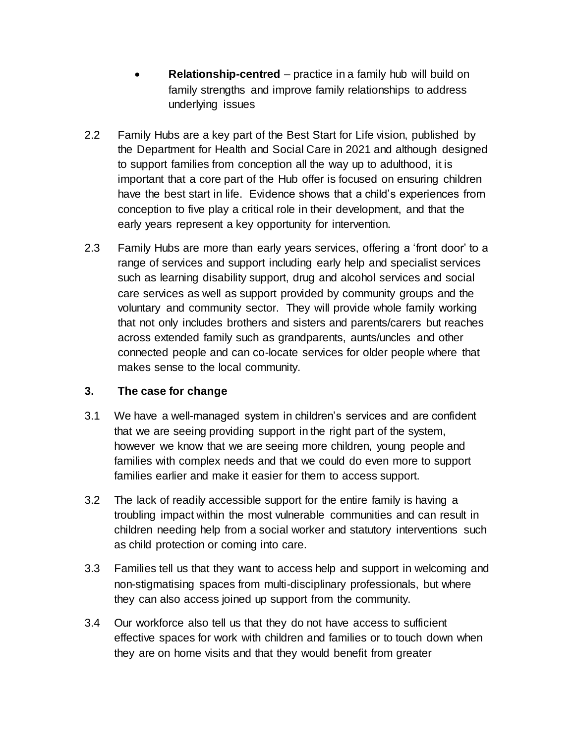- **Relationship-centred** – practice in a family hub will build on family strengths and improve family relationships to address underlying issues

2.2 Family Hubs are a key part of the Best Start for Life vision, published by the Department for Health and Social Care in 2021 and although designed to support families from conception all the way up to adulthood, it is important that a core part of the Hub offer is focused on ensuring children have the best start in life. Evidence shows that a child's experiences from conception to five play a critical role in their development, and that the early years represent a key opportunity for intervention.

2.3 Family Hubs are more than early years services, offering a 'front door' to a range of services and support including early help and specialist services such as learning disability support, drug and alcohol services and social care services as well as support provided by community groups and the voluntary and community sector. They will provide whole family working that not only includes brothers and sisters and parents/carers but reaches across extended family such as grandparents, aunts/uncles and other connected people and can co-locate services for older people where that makes sense to the local community.

## 3. The case for change

3.1 We have a well-managed system in children's services and are confident that we are seeing providing support in the right part of the system, however we know that we are seeing more children, young people and families with complex needs and that we could do even more to support families earlier and make it easier for them to access support.

3.2 The lack of readily accessible support for the entire family is having a troubling impact within the most vulnerable communities and can result in children needing help from a social worker and statutory interventions such as child protection or coming into care.

3.3 Families tell us that they want to access help and support in welcoming and non-stigmatising spaces from multi-disciplinary professionals, but where they can also access joined up support from the community.

3.4 Our workforce also tell us that they do not have access to sufficient effective spaces for work with children and families or to touch down when they are on home visits and that they would benefit from greater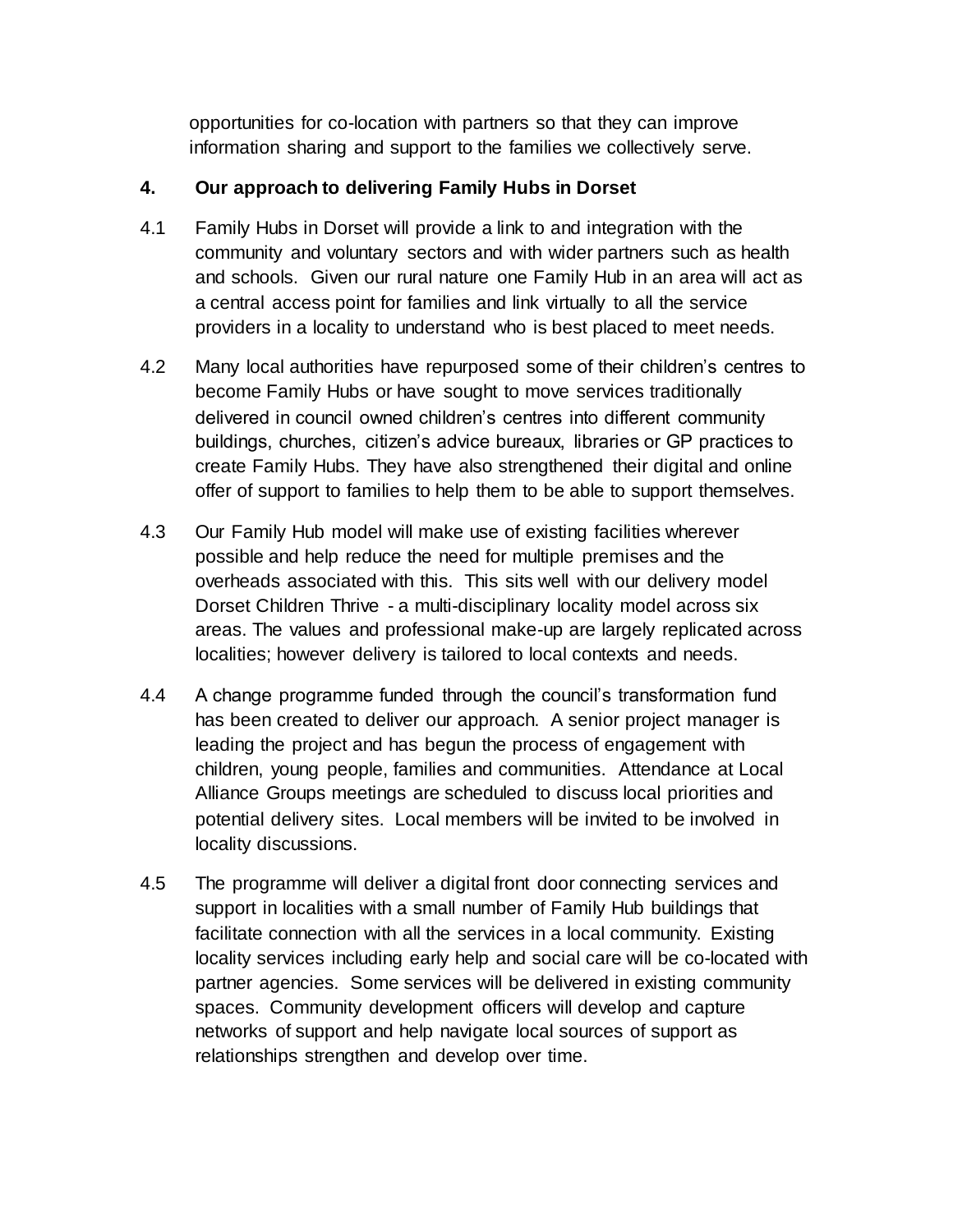opportunities for co-location with partners so that they can improve information sharing and support to the families we collectively serve.

## 4. Our approach to delivering Family Hubs in Dorset

4.1 Family Hubs in Dorset will provide a link to and integration with the community and voluntary sectors and with wider partners such as health and schools. Given our rural nature one Family Hub in an area will act as a central access point for families and link virtually to all the service providers in a locality to understand who is best placed to meet needs.

4.2 Many local authorities have repurposed some of their children's centres to become Family Hubs or have sought to move services traditionally delivered in council owned children's centres into different community buildings, churches, citizen's advice bureaux, libraries or GP practices to create Family Hubs. They have also strengthened their digital and online offer of support to families to help them to be able to support themselves.

4.3 Our Family Hub model will make use of existing facilities wherever possible and help reduce the need for multiple premises and the overheads associated with this. This sits well with our delivery model Dorset Children Thrive - a multi-disciplinary locality model across six areas. The values and professional make-up are largely replicated across localities; however delivery is tailored to local contexts and needs.

4.4 A change programme funded through the council's transformation fund has been created to deliver our approach. A senior project manager is leading the project and has begun the process of engagement with children, young people, families and communities. Attendance at Local Alliance Groups meetings are scheduled to discuss local priorities and potential delivery sites. Local members will be invited to be involved in locality discussions.

4.5 The programme will deliver a digital front door connecting services and support in localities with a small number of Family Hub buildings that facilitate connection with all the services in a local community. Existing locality services including early help and social care will be co-located with partner agencies. Some services will be delivered in existing community spaces. Community development officers will develop and capture networks of support and help navigate local sources of support as relationships strengthen and develop over time.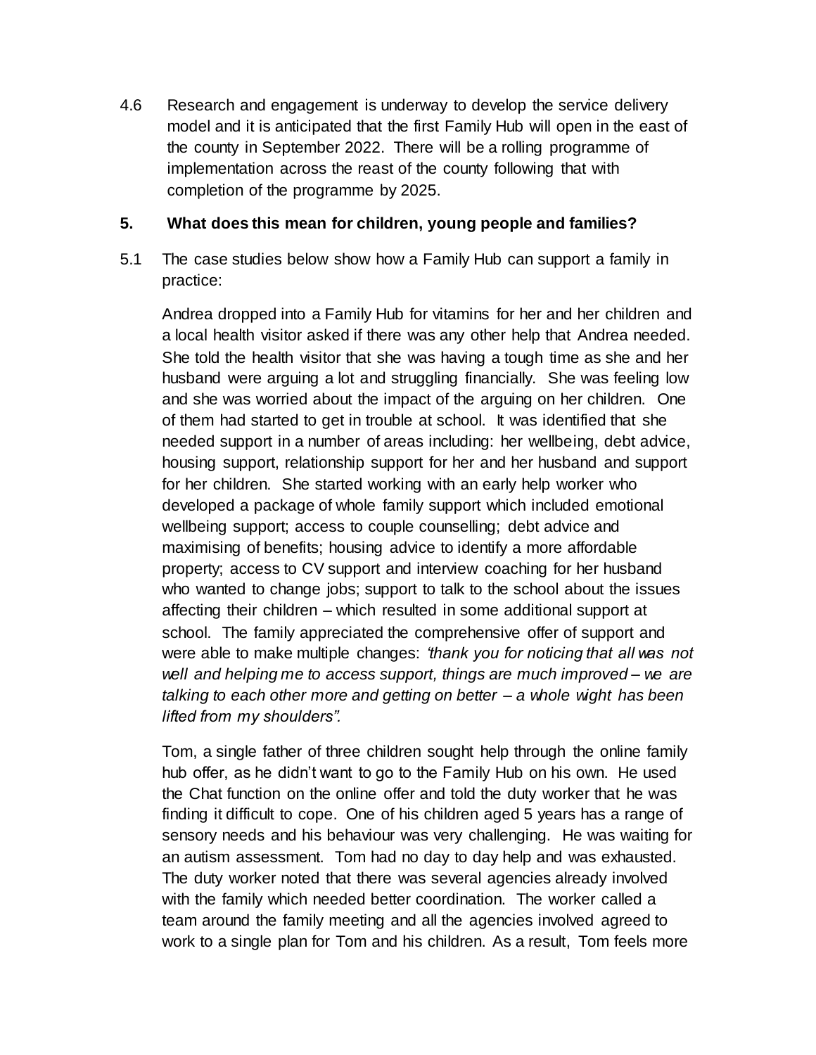4.6 Research and engagement is underway to develop the service delivery model and it is anticipated that the first Family Hub will open in the east of the county in September 2022. There will be a rolling programme of implementation across the reast of the county following that with completion of the programme by 2025.

## 5. What does this mean for children, young people and families?

5.1 The case studies below show how a Family Hub can support a family in practice:

Andrea dropped into a Family Hub for vitamins for her and her children and a local health visitor asked if there was any other help that Andrea needed. She told the health visitor that she was having a tough time as she and her husband were arguing a lot and struggling financially. She was feeling low and she was worried about the impact of the arguing on her children. One of them had started to get in trouble at school. It was identified that she needed support in a number of areas including: her wellbeing, debt advice, housing support, relationship support for her and her husband and support for her children. She started working with an early help worker who developed a package of whole family support which included emotional wellbeing support; access to couple counselling; debt advice and maximising of benefits; housing advice to identify a more affordable property; access to CV support and interview coaching for her husband who wanted to change jobs; support to talk to the school about the issues affecting their children – which resulted in some additional support at school. The family appreciated the comprehensive offer of support and were able to make multiple changes: *'thank you for noticing that all was not well and helping me to access support, things are much improved – we are talking to each other more and getting on better – a whole wight has been lifted from my shoulders".*

Tom, a single father of three children sought help through the online family hub offer, as he didn't want to go to the Family Hub on his own. He used the Chat function on the online offer and told the duty worker that he was finding it difficult to cope. One of his children aged 5 years has a range of sensory needs and his behaviour was very challenging. He was waiting for an autism assessment. Tom had no day to day help and was exhausted. The duty worker noted that there was several agencies already involved with the family which needed better coordination. The worker called a team around the family meeting and all the agencies involved agreed to work to a single plan for Tom and his children. As a result, Tom feels more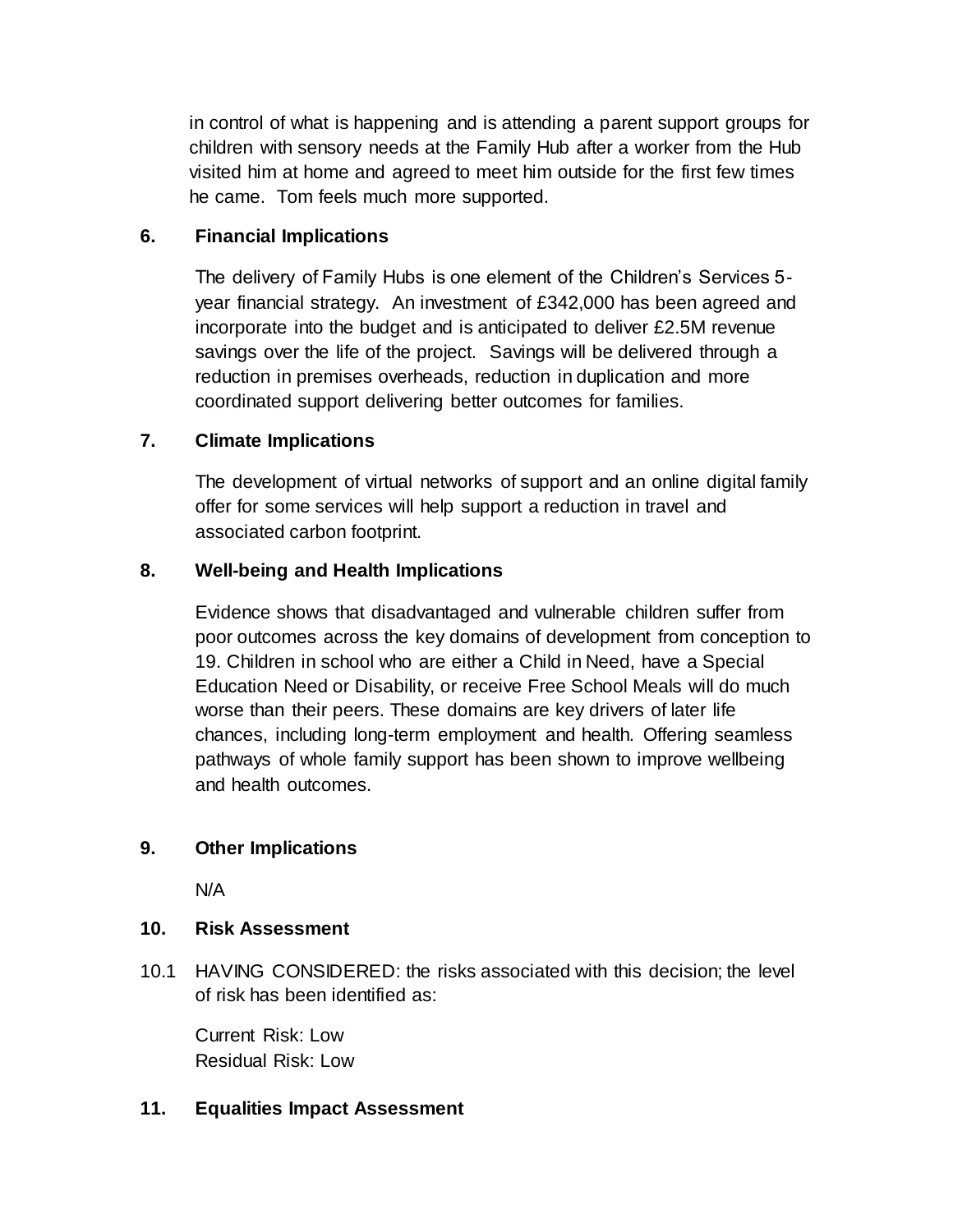in control of what is happening and is attending a parent support groups for children with sensory needs at the Family Hub after a worker from the Hub visited him at home and agreed to meet him outside for the first few times he came. Tom feels much more supported.

## 6. Financial Implications

The delivery of Family Hubs is one element of the Children's Services 5-year financial strategy. An investment of £342,000 has been agreed and incorporate into the budget and is anticipated to deliver £2.5M revenue savings over the life of the project. Savings will be delivered through a reduction in premises overheads, reduction in duplication and more coordinated support delivering better outcomes for families.

## 7. Climate Implications

The development of virtual networks of support and an online digital family offer for some services will help support a reduction in travel and associated carbon footprint.

## 8. Well-being and Health Implications

Evidence shows that disadvantaged and vulnerable children suffer from poor outcomes across the key domains of development from conception to 19. Children in school who are either a Child in Need, have a Special Education Need or Disability, or receive Free School Meals will do much worse than their peers. These domains are key drivers of later life chances, including long-term employment and health. Offering seamless pathways of whole family support has been shown to improve wellbeing and health outcomes.

## 9. Other Implications

N/A

## 10. Risk Assessment

10.1 HAVING CONSIDERED: the risks associated with this decision; the level of risk has been identified as:

Current Risk: Low
Residual Risk: Low

## 11. Equalities Impact Assessment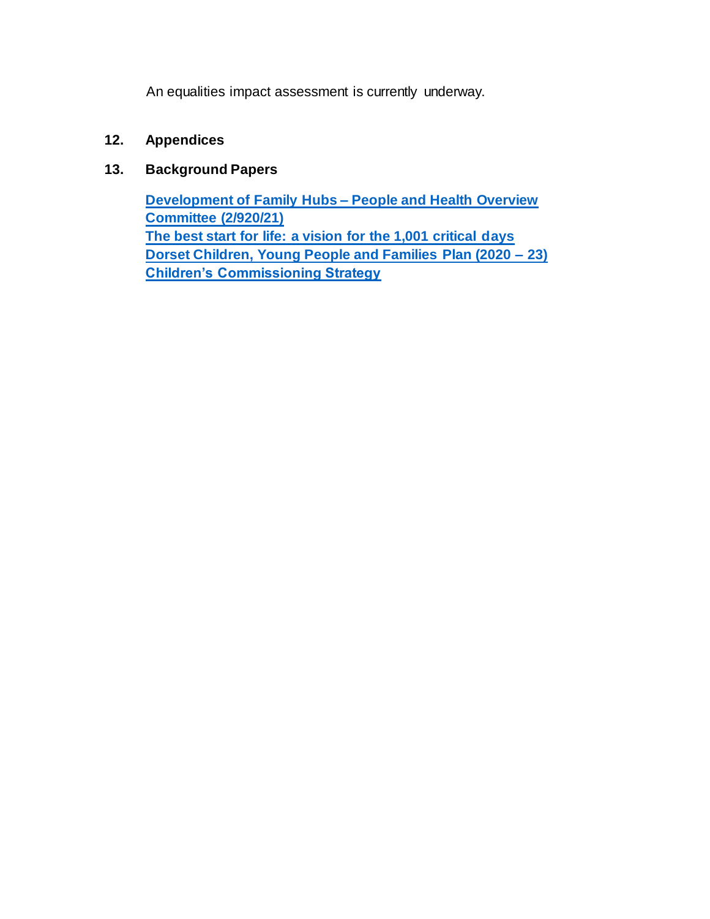An equalities impact assessment is currently underway.

## 12. Appendices

## 13. Background Papers

**Development of Family Hubs – People and Health Overview Committee (2/920/21)**
**The best start for life: a vision for the 1,001 critical days**
**Dorset Children, Young People and Families Plan (2020 – 23)**
**Children's Commissioning Strategy**